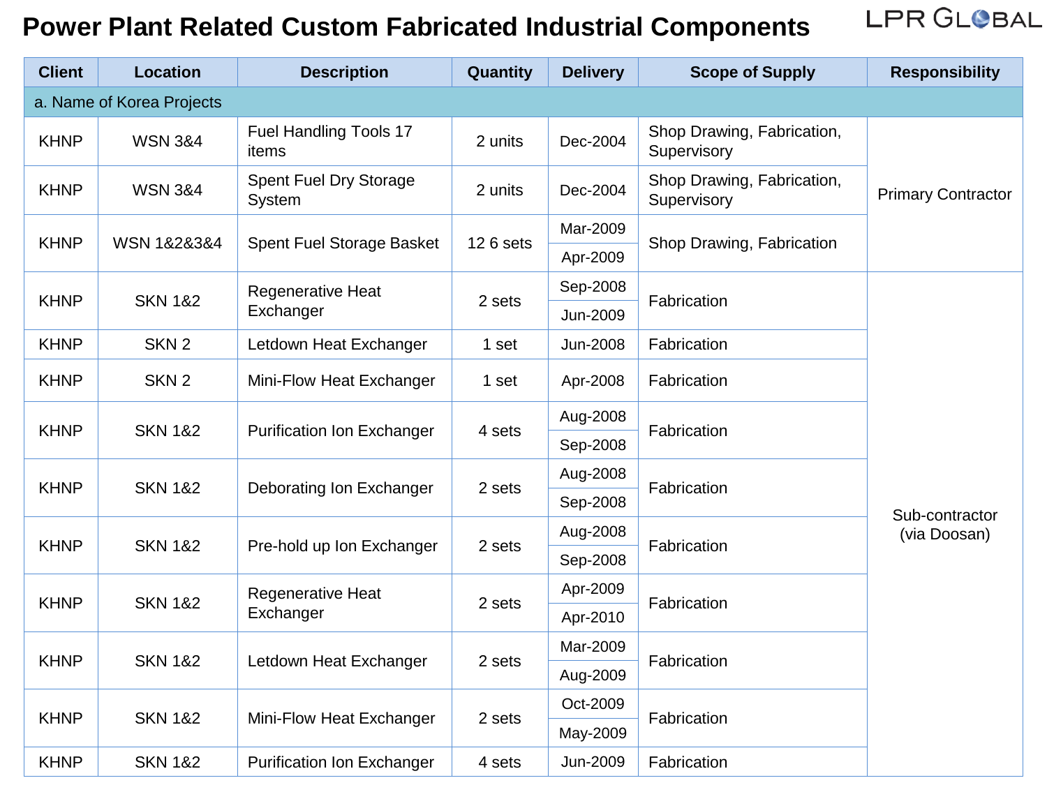# Power Plant Related Custom Fabricated Industrial Components

LPR GLOBAL

| Client | Location | Description | Quantity | Delivery | Scope of Supply | Responsibility |
|---|---|---|---|---|---|---|
| a. Name of Korea Projects | | | | | | |
| KHNP | WSN 3&4 | Fuel Handling Tools 17 items | 2 units | Dec-2004 | Shop Drawing, Fabrication, Supervisory | Primary Contractor |
| KHNP | WSN 3&4 | Spent Fuel Dry Storage System | 2 units | Dec-2004 | Shop Drawing, Fabrication, Supervisory | |
| KHNP | WSN 1&2&3&4 | Spent Fuel Storage Basket | 12 6 sets | Mar-2009<br>Apr-2009 | Shop Drawing, Fabrication | |
| KHNP | SKN 1&2 | Regenerative Heat Exchanger | 2 sets | Sep-2008<br>Jun-2009 | Fabrication | Sub-contractor (via Doosan) |
| KHNP | SKN 2 | Letdown Heat Exchanger | 1 set | Jun-2008 | Fabrication | |
| KHNP | SKN 2 | Mini-Flow Heat Exchanger | 1 set | Apr-2008 | Fabrication | |
| KHNP | SKN 1&2 | Purification Ion Exchanger | 4 sets | Aug-2008<br>Sep-2008 | Fabrication | |
| KHNP | SKN 1&2 | Deborating Ion Exchanger | 2 sets | Aug-2008<br>Sep-2008 | Fabrication | |
| KHNP | SKN 1&2 | Pre-hold up Ion Exchanger | 2 sets | Aug-2008<br>Sep-2008 | Fabrication | |
| KHNP | SKN 1&2 | Regenerative Heat Exchanger | 2 sets | Apr-2009<br>Apr-2010 | Fabrication | |
| KHNP | SKN 1&2 | Letdown Heat Exchanger | 2 sets | Mar-2009<br>Aug-2009 | Fabrication | |
| KHNP | SKN 1&2 | Mini-Flow Heat Exchanger | 2 sets | Oct-2009<br>May-2009 | Fabrication | |
| KHNP | SKN 1&2 | Purification Ion Exchanger | 4 sets | Jun-2009 | Fabrication | |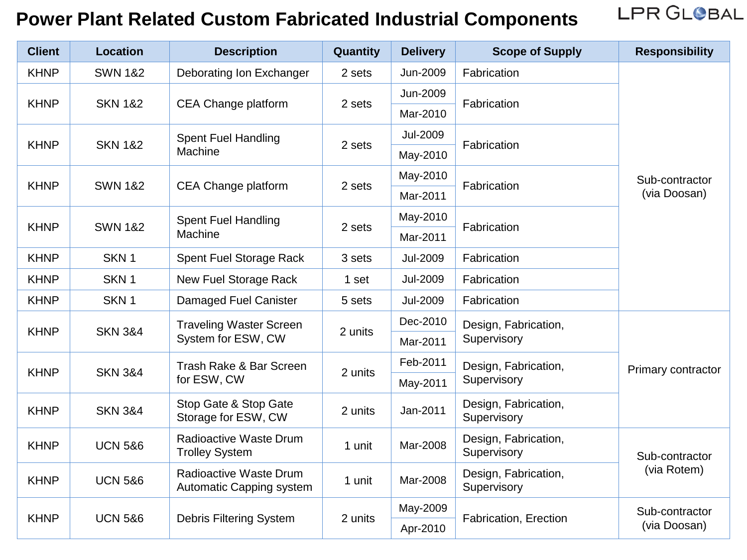# Power Plant Related Custom Fabricated Industrial Components

| Client | Location | Description | Quantity | Delivery | Scope of Supply | Responsibility |
|---|---|---|---|---|---|---|
| KHNP | SWN 1&2 | Deborating Ion Exchanger | 2 sets | Jun-2009 | Fabrication | Sub-contractor (via Doosan) |
| KHNP | SKN 1&2 | CEA Change platform | 2 sets | Jun-2009<br>Mar-2010 | Fabrication | Sub-contractor (via Doosan) |
| KHNP | SKN 1&2 | Spent Fuel Handling Machine | 2 sets | Jul-2009<br>May-2010 | Fabrication | Sub-contractor (via Doosan) |
| KHNP | SWN 1&2 | CEA Change platform | 2 sets | May-2010<br>Mar-2011 | Fabrication | Sub-contractor (via Doosan) |
| KHNP | SWN 1&2 | Spent Fuel Handling Machine | 2 sets | May-2010<br>Mar-2011 | Fabrication | Sub-contractor (via Doosan) |
| KHNP | SKN 1 | Spent Fuel Storage Rack | 3 sets | Jul-2009 | Fabrication | Sub-contractor (via Doosan) |
| KHNP | SKN 1 | New Fuel Storage Rack | 1 set | Jul-2009 | Fabrication | Sub-contractor (via Doosan) |
| KHNP | SKN 1 | Damaged Fuel Canister | 5 sets | Jul-2009 | Fabrication | Sub-contractor (via Doosan) |
| KHNP | SKN 3&4 | Traveling Waster Screen System for ESW, CW | 2 units | Dec-2010<br>Mar-2011 | Design, Fabrication, Supervisory | Primary contractor |
| KHNP | SKN 3&4 | Trash Rake & Bar Screen for ESW, CW | 2 units | Feb-2011<br>May-2011 | Design, Fabrication, Supervisory | Primary contractor |
| KHNP | SKN 3&4 | Stop Gate & Stop Gate Storage for ESW, CW | 2 units | Jan-2011 | Design, Fabrication, Supervisory | Primary contractor |
| KHNP | UCN 5&6 | Radioactive Waste Drum Trolley System | 1 unit | Mar-2008 | Design, Fabrication, Supervisory | Sub-contractor (via Rotem) |
| KHNP | UCN 5&6 | Radioactive Waste Drum Automatic Capping system | 1 unit | Mar-2008 | Design, Fabrication, Supervisory | Sub-contractor (via Rotem) |
| KHNP | UCN 5&6 | Debris Filtering System | 2 units | May-2009<br>Apr-2010 | Fabrication, Erection | Sub-contractor (via Doosan) |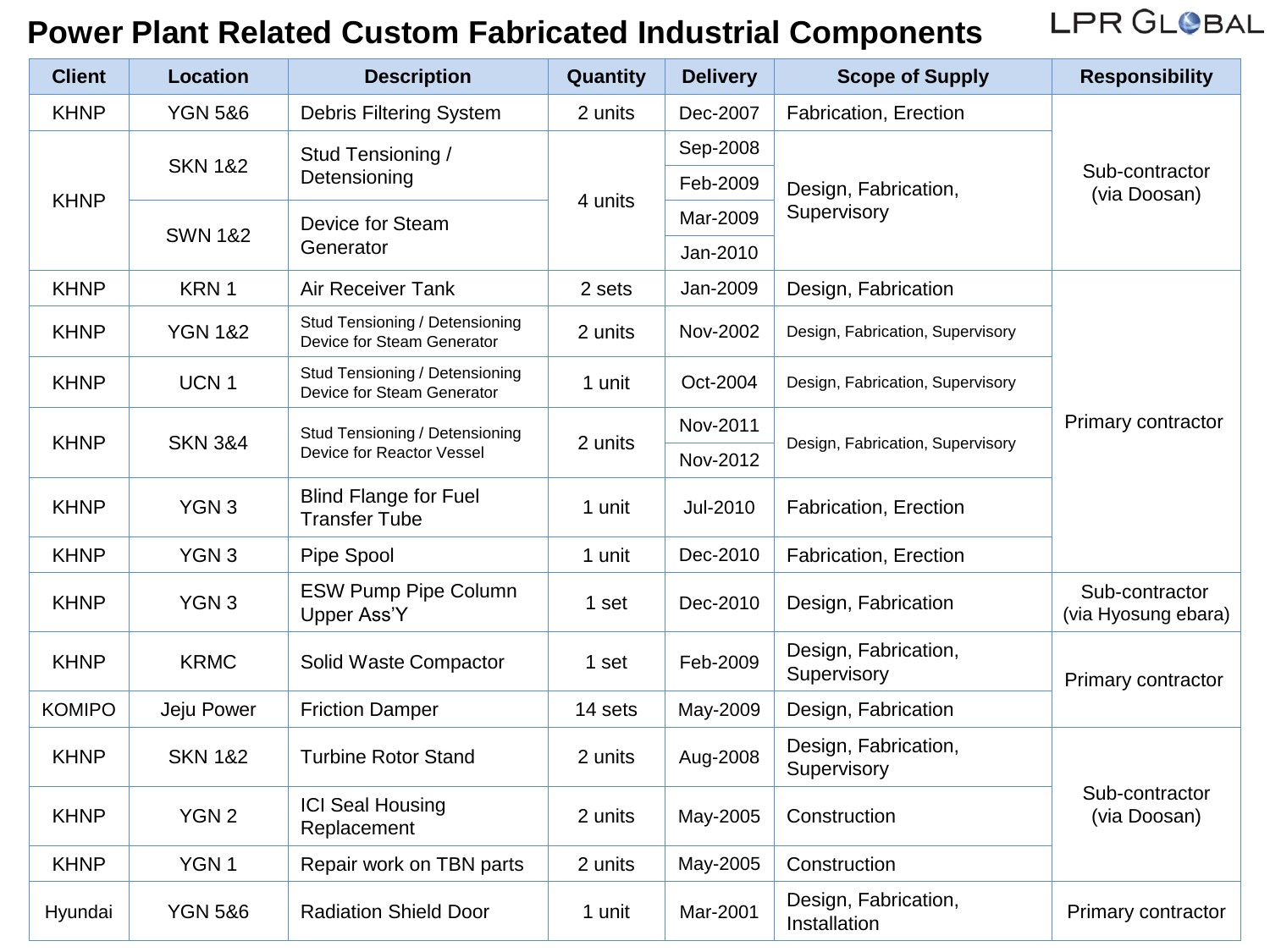# Power Plant Related Custom Fabricated Industrial Components

LPR GLOBAL

| Client | Location | Description | Quantity | Delivery | Scope of Supply | Responsibility |
|---|---|---|---|---|---|---|
| KHNP | YGN 5&6 | Debris Filtering System | 2 units | Dec-2007 | Fabrication, Erection | Sub-contractor (via Doosan) |
| KHNP | SKN 1&2 | Stud Tensioning / Detensioning | 4 units | Sep-2008 | Design, Fabrication, Supervisory | |
| | | | | Feb-2009 | | |
| | SWN 1&2 | Device for Steam Generator | | Mar-2009 | | |
| | | | | Jan-2010 | | |
| KHNP | KRN 1 | Air Receiver Tank | 2 sets | Jan-2009 | Design, Fabrication | Primary contractor |
| KHNP | YGN 1&2 | Stud Tensioning / Detensioning Device for Steam Generator | 2 units | Nov-2002 | Design, Fabrication, Supervisory | |
| KHNP | UCN 1 | Stud Tensioning / Detensioning Device for Steam Generator | 1 unit | Oct-2004 | Design, Fabrication, Supervisory | |
| KHNP | SKN 3&4 | Stud Tensioning / Detensioning Device for Reactor Vessel | 2 units | Nov-2011 | Design, Fabrication, Supervisory | |
| | | | | Nov-2012 | | |
| KHNP | YGN 3 | Blind Flange for Fuel Transfer Tube | 1 unit | Jul-2010 | Fabrication, Erection | |
| KHNP | YGN 3 | Pipe Spool | 1 unit | Dec-2010 | Fabrication, Erection | |
| KHNP | YGN 3 | ESW Pump Pipe Column Upper Ass'Y | 1 set | Dec-2010 | Design, Fabrication | Sub-contractor (via Hyosung ebara) |
| KHNP | KRMC | Solid Waste Compactor | 1 set | Feb-2009 | Design, Fabrication, Supervisory | Primary contractor |
| KOMIPO | Jeju Power | Friction Damper | 14 sets | May-2009 | Design, Fabrication | |
| KHNP | SKN 1&2 | Turbine Rotor Stand | 2 units | Aug-2008 | Design, Fabrication, Supervisory | Sub-contractor (via Doosan) |
| KHNP | YGN 2 | ICI Seal Housing Replacement | 2 units | May-2005 | Construction | |
| KHNP | YGN 1 | Repair work on TBN parts | 2 units | May-2005 | Construction | |
| Hyundai | YGN 5&6 | Radiation Shield Door | 1 unit | Mar-2001 | Design, Fabrication, Installation | Primary contractor |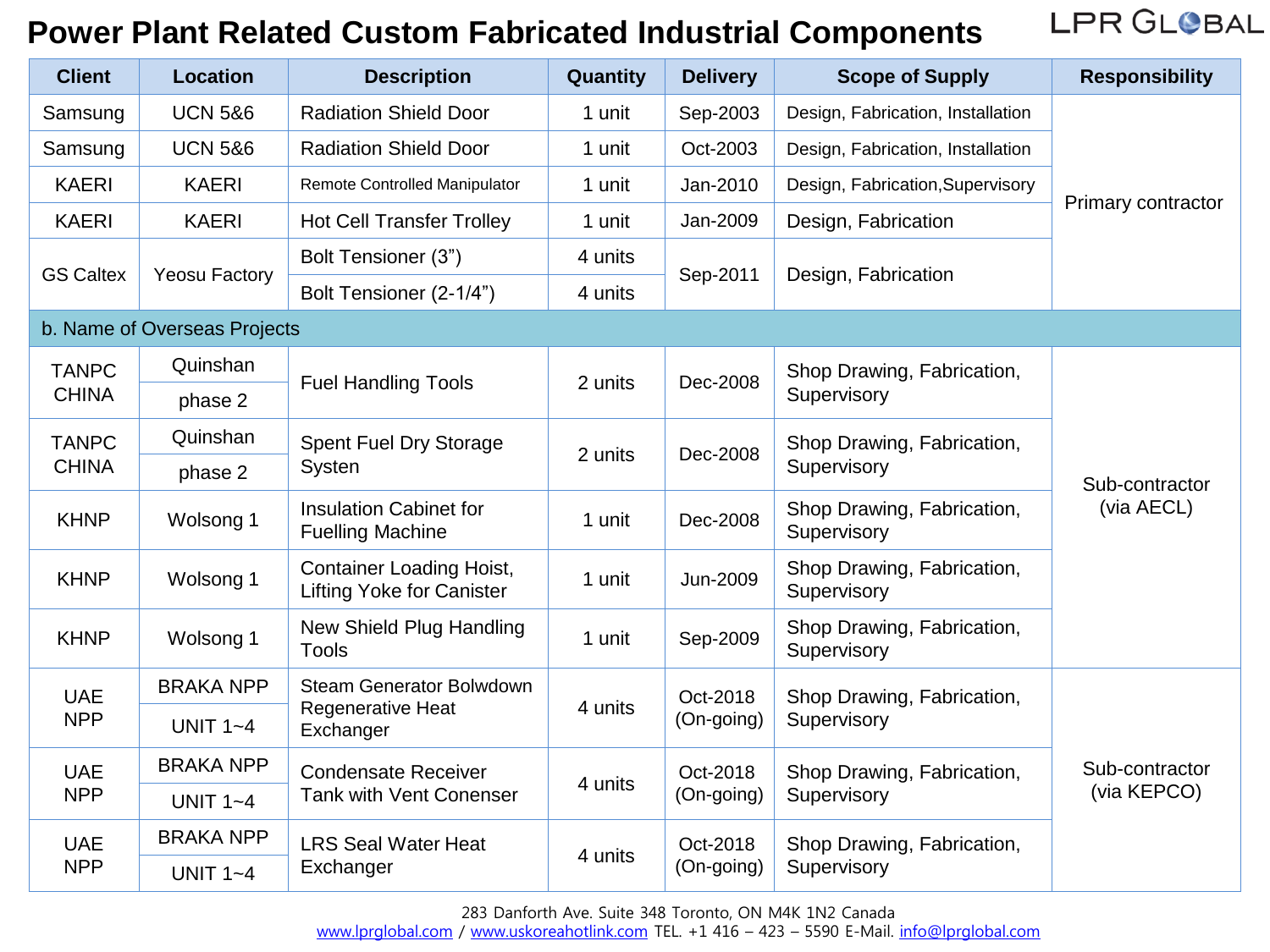# Power Plant Related Custom Fabricated Industrial Components

LPR GLOBAL

| Client | Location | Description | Quantity | Delivery | Scope of Supply | Responsibility |
|---|---|---|---|---|---|---|
| Samsung | UCN 5&6 | Radiation Shield Door | 1 unit | Sep-2003 | Design, Fabrication, Installation | Primary contractor |
| Samsung | UCN 5&6 | Radiation Shield Door | 1 unit | Oct-2003 | Design, Fabrication, Installation | |
| KAERI | KAERI | Remote Controlled Manipulator | 1 unit | Jan-2010 | Design, Fabrication,Supervisory | |
| KAERI | KAERI | Hot Cell Transfer Trolley | 1 unit | Jan-2009 | Design, Fabrication | |
| GS Caltex | Yeosu Factory | Bolt Tensioner (3”) | 4 units | Sep-2011 | Design, Fabrication | |
| | | Bolt Tensioner (2-1/4”) | 4 units | | | |
| b. Name of Overseas Projects | | | | | | |
| TANPC CHINA | Quinshan phase 2 | Fuel Handling Tools | 2 units | Dec-2008 | Shop Drawing, Fabrication, Supervisory | Sub-contractor (via AECL) |
| TANPC CHINA | Quinshan phase 2 | Spent Fuel Dry Storage Systen | 2 units | Dec-2008 | Shop Drawing, Fabrication, Supervisory | |
| KHNP | Wolsong 1 | Insulation Cabinet for Fuelling Machine | 1 unit | Dec-2008 | Shop Drawing, Fabrication, Supervisory | |
| KHNP | Wolsong 1 | Container Loading Hoist, Lifting Yoke for Canister | 1 unit | Jun-2009 | Shop Drawing, Fabrication, Supervisory | |
| KHNP | Wolsong 1 | New Shield Plug Handling Tools | 1 unit | Sep-2009 | Shop Drawing, Fabrication, Supervisory | |
| UAE NPP | BRAKA NPP UNIT 1~4 | Steam Generator Bolwdown Regenerative Heat Exchanger | 4 units | Oct-2018 (On-going) | Shop Drawing, Fabrication, Supervisory | Sub-contractor (via KEPCO) |
| UAE NPP | BRAKA NPP UNIT 1~4 | Condensate Receiver Tank with Vent Conenser | 4 units | Oct-2018 (On-going) | Shop Drawing, Fabrication, Supervisory | |
| UAE NPP | BRAKA NPP UNIT 1~4 | LRS Seal Water Heat Exchanger | 4 units | Oct-2018 (On-going) | Shop Drawing, Fabrication, Supervisory | |

283 Danforth Ave. Suite 348 Toronto, ON M4K 1N2 Canada
www.lprglobal.com / www.uskoreahotlink.com TEL. +1 416 – 423 – 5590 E-Mail. info@lprglobal.com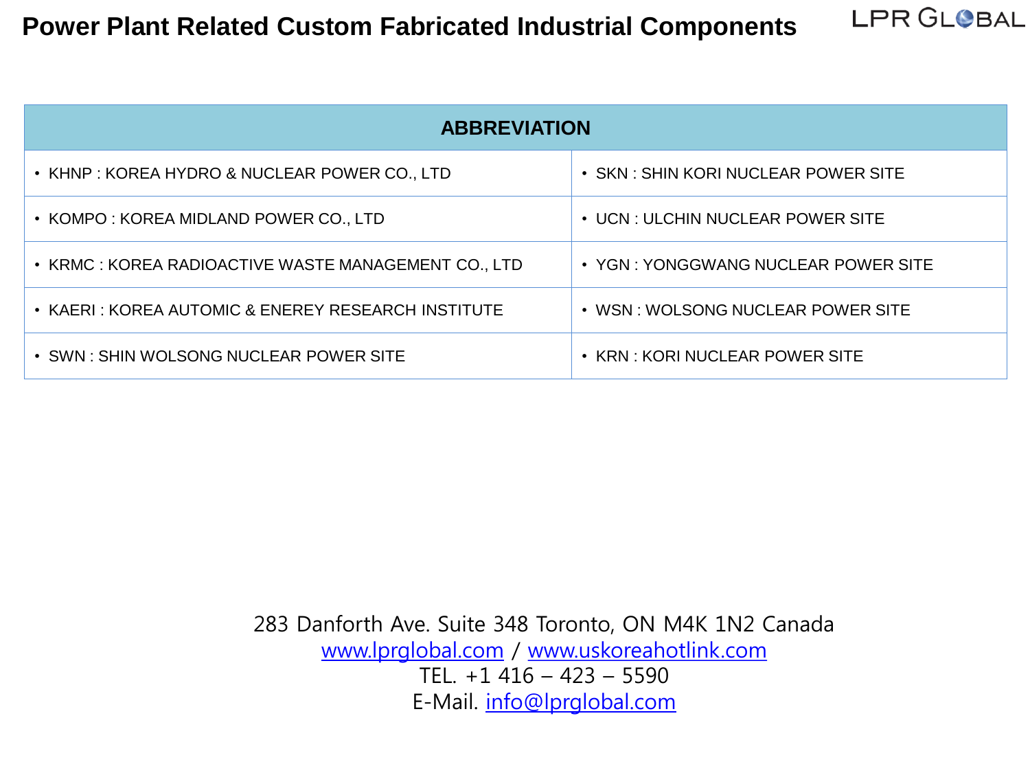# Power Plant Related Custom Fabricated Industrial Components

| ABBREVIATION | |
|---|---|
| • KHNP : KOREA HYDRO & NUCLEAR POWER CO., LTD | • SKN : SHIN KORI NUCLEAR POWER SITE |
| • KOMPO : KOREA MIDLAND POWER CO., LTD | • UCN : ULCHIN NUCLEAR POWER SITE |
| • KRMC : KOREA RADIOACTIVE WASTE MANAGEMENT CO., LTD | • YGN : YONGGWANG NUCLEAR POWER SITE |
| • KAERI : KOREA AUTOMIC & ENEREY RESEARCH INSTITUTE | • WSN : WOLSONG NUCLEAR POWER SITE |
| • SWN : SHIN WOLSONG NUCLEAR POWER SITE | • KRN : KORI NUCLEAR POWER SITE |

283 Danforth Ave. Suite 348 Toronto, ON M4K 1N2 Canada
www.lprglobal.com / www.uskoreahotlink.com
TEL. +1 416 – 423 – 5590
E-Mail. info@lprglobal.com